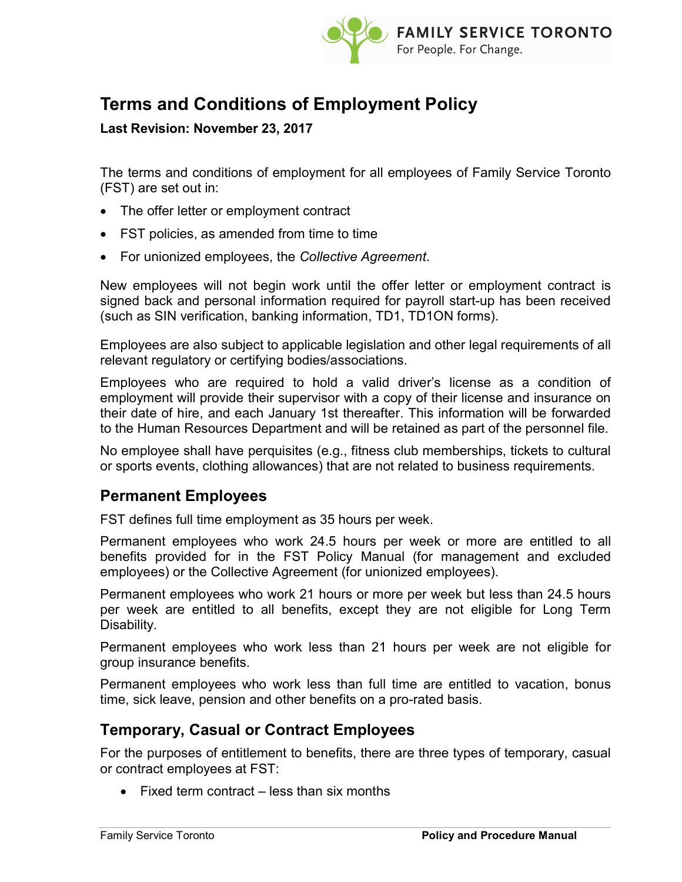# Terms and Conditions of Employment Policy

**Last Revision: November 23, 2017**

The terms and conditions of employment for all employees of Family Service Toronto (FST) are set out in:

- The offer letter or employment contract
- FST policies, as amended from time to time
- For unionized employees, the *Collective Agreement*.

New employees will not begin work until the offer letter or employment contract is signed back and personal information required for payroll start-up has been received (such as SIN verification, banking information, TD1, TD1ON forms).

Employees are also subject to applicable legislation and other legal requirements of all relevant regulatory or certifying bodies/associations.

Employees who are required to hold a valid driver's license as a condition of employment will provide their supervisor with a copy of their license and insurance on their date of hire, and each January 1st thereafter. This information will be forwarded to the Human Resources Department and will be retained as part of the personnel file.

No employee shall have perquisites (e.g., fitness club memberships, tickets to cultural or sports events, clothing allowances) that are not related to business requirements.

## Permanent Employees

FST defines full time employment as 35 hours per week.

Permanent employees who work 24.5 hours per week or more are entitled to all benefits provided for in the FST Policy Manual (for management and excluded employees) or the Collective Agreement (for unionized employees).

Permanent employees who work 21 hours or more per week but less than 24.5 hours per week are entitled to all benefits, except they are not eligible for Long Term Disability.

Permanent employees who work less than 21 hours per week are not eligible for group insurance benefits.

Permanent employees who work less than full time are entitled to vacation, bonus time, sick leave, pension and other benefits on a pro-rated basis.

## Temporary, Casual or Contract Employees

For the purposes of entitlement to benefits, there are three types of temporary, casual or contract employees at FST:

- Fixed term contract – less than six months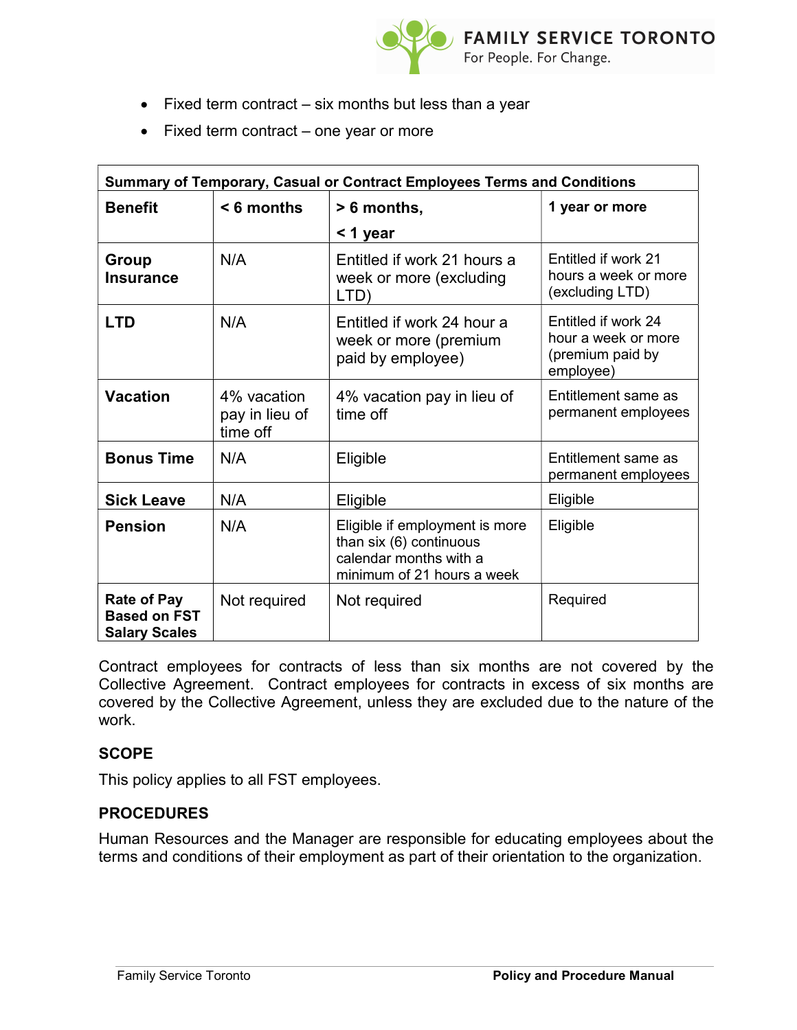- Fixed term contract – six months but less than a year
- Fixed term contract – one year or more

| Summary of Temporary, Casual or Contract Employees Terms and Conditions | | | |
|---|---|---|---|
| **Benefit** | **< 6 months** | **> 6 months, < 1 year** | **1 year or more** |
| **Group Insurance** | N/A | Entitled if work 21 hours a week or more (excluding LTD) | Entitled if work 21 hours a week or more (excluding LTD) |
| **LTD** | N/A | Entitled if work 24 hour a week or more (premium paid by employee) | Entitled if work 24 hour a week or more (premium paid by employee) |
| **Vacation** | 4% vacation pay in lieu of time off | 4% vacation pay in lieu of time off | Entitlement same as permanent employees |
| **Bonus Time** | N/A | Eligible | Entitlement same as permanent employees |
| **Sick Leave** | N/A | Eligible | Eligible |
| **Pension** | N/A | Eligible if employment is more than six (6) continuous calendar months with a minimum of 21 hours a week | Eligible |
| **Rate of Pay Based on FST Salary Scales** | Not required | Not required | Required |

Contract employees for contracts of less than six months are not covered by the Collective Agreement. Contract employees for contracts in excess of six months are covered by the Collective Agreement, unless they are excluded due to the nature of the work.

### SCOPE

This policy applies to all FST employees.

### PROCEDURES

Human Resources and the Manager are responsible for educating employees about the terms and conditions of their employment as part of their orientation to the organization.